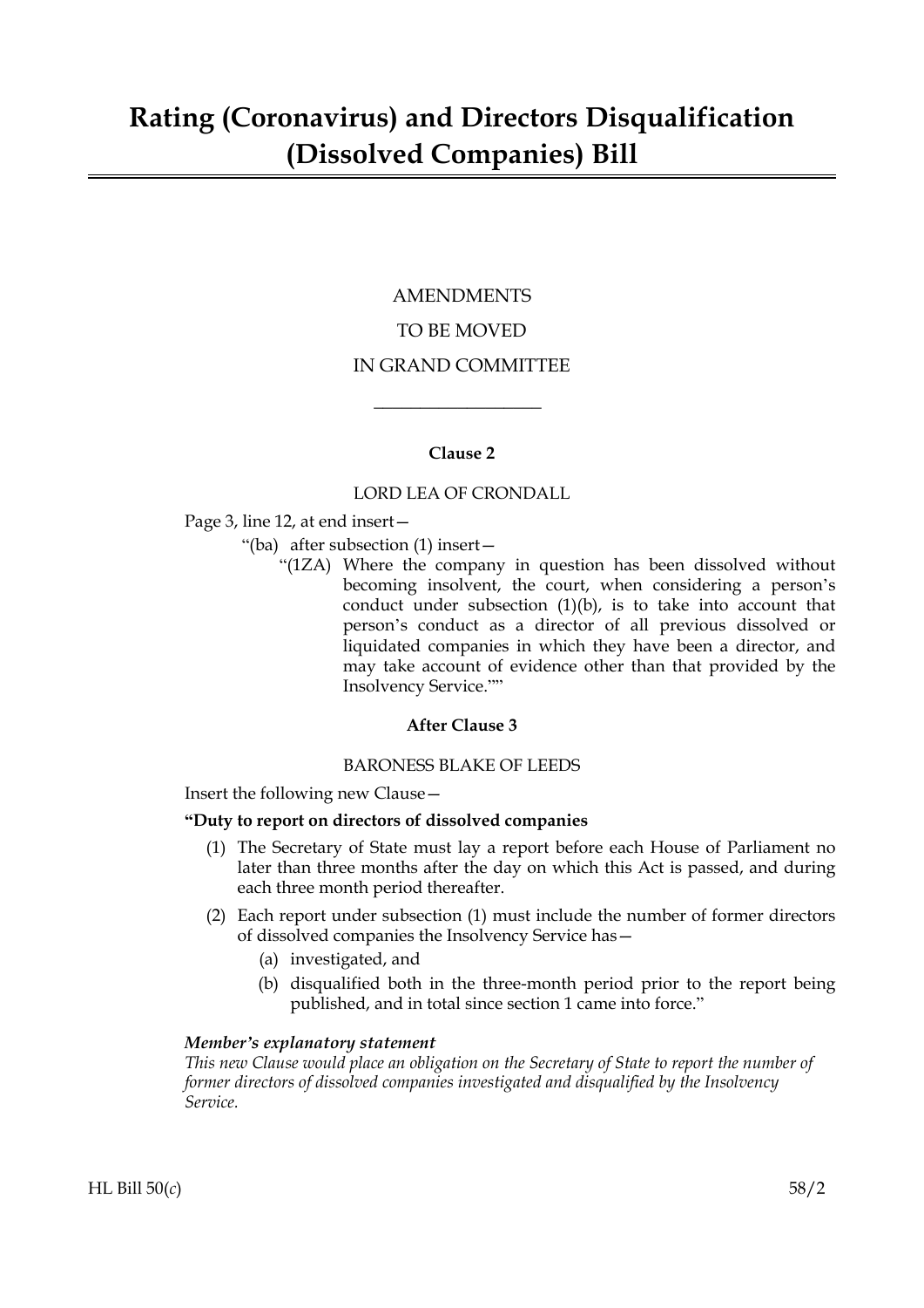# Rating (Coronavirus) and Directors Disqualification (Dissolved Companies) Bill

AMENDMENTS

TO BE MOVED

IN GRAND COMMITTEE

---

### Clause 2

LORD LEA OF CRONDALL

Page 3, line 12, at end insert—

"(ba) after subsection (1) insert—

"(1ZA) Where the company in question has been dissolved without becoming insolvent, the court, when considering a person's conduct under subsection (1)(b), is to take into account that person's conduct as a director of all previous dissolved or liquidated companies in which they have been a director, and may take account of evidence other than that provided by the Insolvency Service.""

### After Clause 3

BARONESS BLAKE OF LEEDS

Insert the following new Clause—

**"Duty to report on directors of dissolved companies**

(1) The Secretary of State must lay a report before each House of Parliament no later than three months after the day on which this Act is passed, and during each three month period thereafter.

(2) Each report under subsection (1) must include the number of former directors of dissolved companies the Insolvency Service has—

(a) investigated, and

(b) disqualified both in the three-month period prior to the report being published, and in total since section 1 came into force."

***Member's explanatory statement***

*This new Clause would place an obligation on the Secretary of State to report the number of former directors of dissolved companies investigated and disqualified by the Insolvency Service.*

HL Bill 50(*c*) 58/2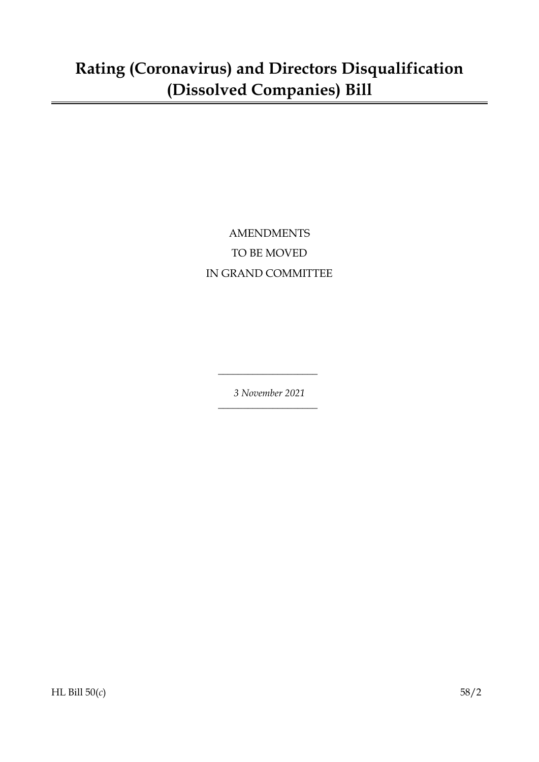# Rating (Coronavirus) and Directors Disqualification (Dissolved Companies) Bill

AMENDMENTS

TO BE MOVED

IN GRAND COMMITTEE

---

*3 November 2021*

---

HL Bill 50(*c*)

58/2